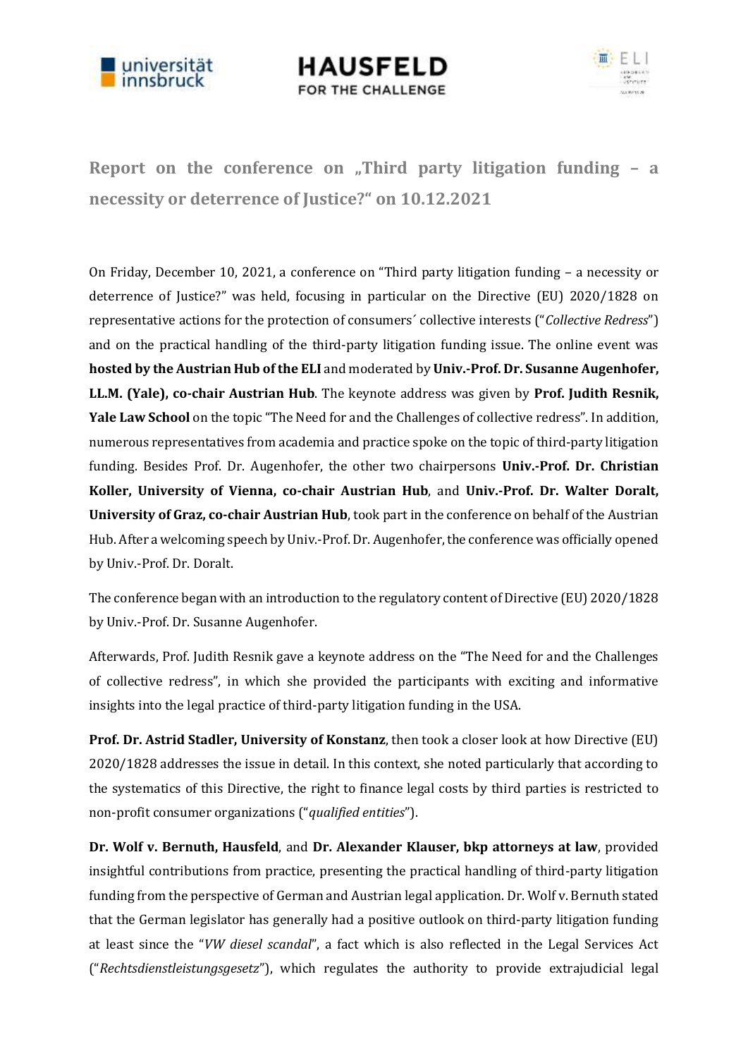# Report on the conference on „Third party litigation funding – a necessity or deterrence of Justice?" on 10.12.2021

On Friday, December 10, 2021, a conference on "Third party litigation funding – a necessity or deterrence of Justice?" was held, focusing in particular on the Directive (EU) 2020/1828 on representative actions for the protection of consumers´ collective interests ("*Collective Redress*") and on the practical handling of the third-party litigation funding issue. The online event was **hosted by the Austrian Hub of the ELI** and moderated by **Univ.-Prof. Dr. Susanne Augenhofer, LL.M. (Yale), co-chair Austrian Hub**. The keynote address was given by **Prof. Judith Resnik, Yale Law School** on the topic "The Need for and the Challenges of collective redress". In addition, numerous representatives from academia and practice spoke on the topic of third-party litigation funding. Besides Prof. Dr. Augenhofer, the other two chairpersons **Univ.-Prof. Dr. Christian Koller, University of Vienna, co-chair Austrian Hub**, and **Univ.-Prof. Dr. Walter Doralt, University of Graz, co-chair Austrian Hub**, took part in the conference on behalf of the Austrian Hub. After a welcoming speech by Univ.-Prof. Dr. Augenhofer, the conference was officially opened by Univ.-Prof. Dr. Doralt.

The conference began with an introduction to the regulatory content of Directive (EU) 2020/1828 by Univ.-Prof. Dr. Susanne Augenhofer.

Afterwards, Prof. Judith Resnik gave a keynote address on the "The Need for and the Challenges of collective redress", in which she provided the participants with exciting and informative insights into the legal practice of third-party litigation funding in the USA.

**Prof. Dr. Astrid Stadler, University of Konstanz**, then took a closer look at how Directive (EU) 2020/1828 addresses the issue in detail. In this context, she noted particularly that according to the systematics of this Directive, the right to finance legal costs by third parties is restricted to non-profit consumer organizations ("*qualified entities*").

**Dr. Wolf v. Bernuth, Hausfeld**, and **Dr. Alexander Klauser, bkp attorneys at law**, provided insightful contributions from practice, presenting the practical handling of third-party litigation funding from the perspective of German and Austrian legal application. Dr. Wolf v. Bernuth stated that the German legislator has generally had a positive outlook on third-party litigation funding at least since the "*VW diesel scandal*", a fact which is also reflected in the Legal Services Act ("*Rechtsdienstleistungsgesetz*"), which regulates the authority to provide extrajudicial legal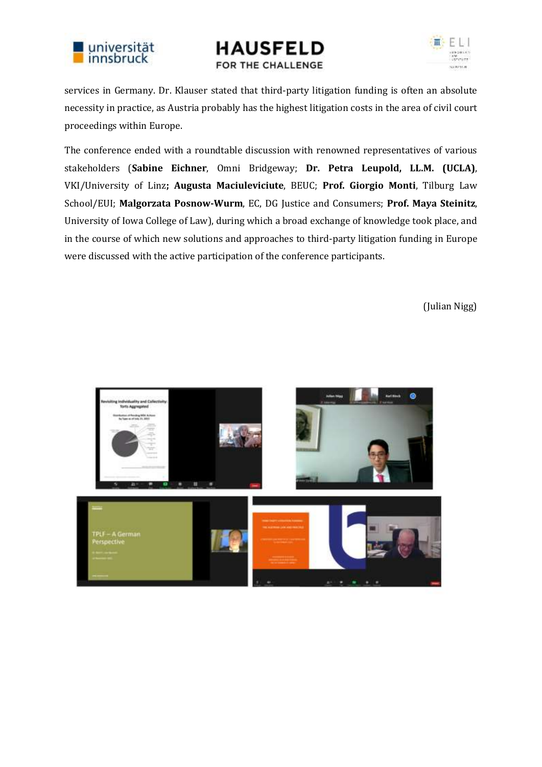services in Germany. Dr. Klauser stated that third-party litigation funding is often an absolute necessity in practice, as Austria probably has the highest litigation costs in the area of civil court proceedings within Europe.

The conference ended with a roundtable discussion with renowned representatives of various stakeholders (**Sabine Eichner**, Omni Bridgeway; **Dr. Petra Leupold, LL.M. (UCLA)**, VKI/University of Linz**; Augusta Maciuleviciute**, BEUC; **Prof. Giorgio Monti**, Tilburg Law School/EUI; **Malgorzata Posnow-Wurm**, EC, DG Justice and Consumers; **Prof. Maya Steinitz**, University of Iowa College of Law), during which a broad exchange of knowledge took place, and in the course of which new solutions and approaches to third-party litigation funding in Europe were discussed with the active participation of the conference participants.

(Julian Nigg)